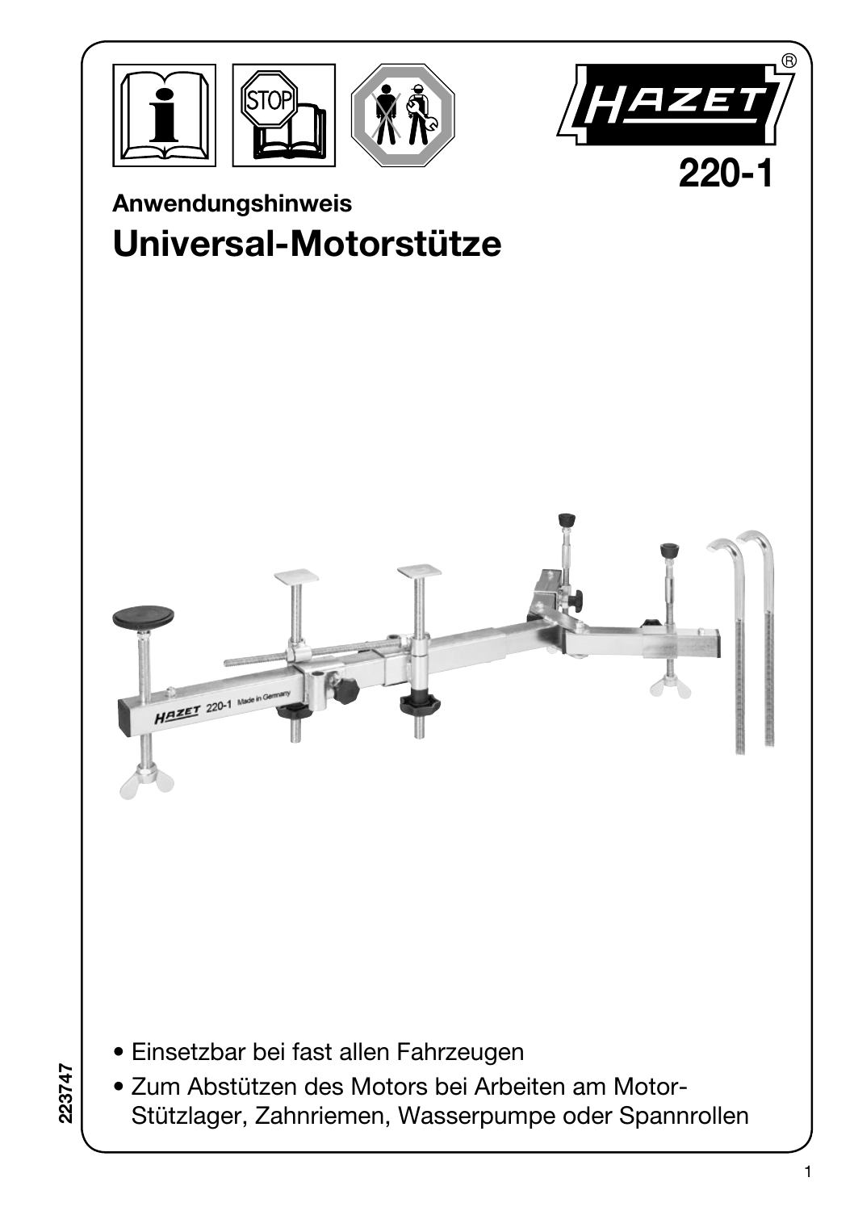HAZET

220-1

**Anwendungshinweis**

# Universal-Motorstütze

- Einsetzbar bei fast allen Fahrzeugen
- Zum Abstützen des Motors bei Arbeiten am Motor-Stützlager, Zahnriemen, Wasserpumpe oder Spannrollen

223747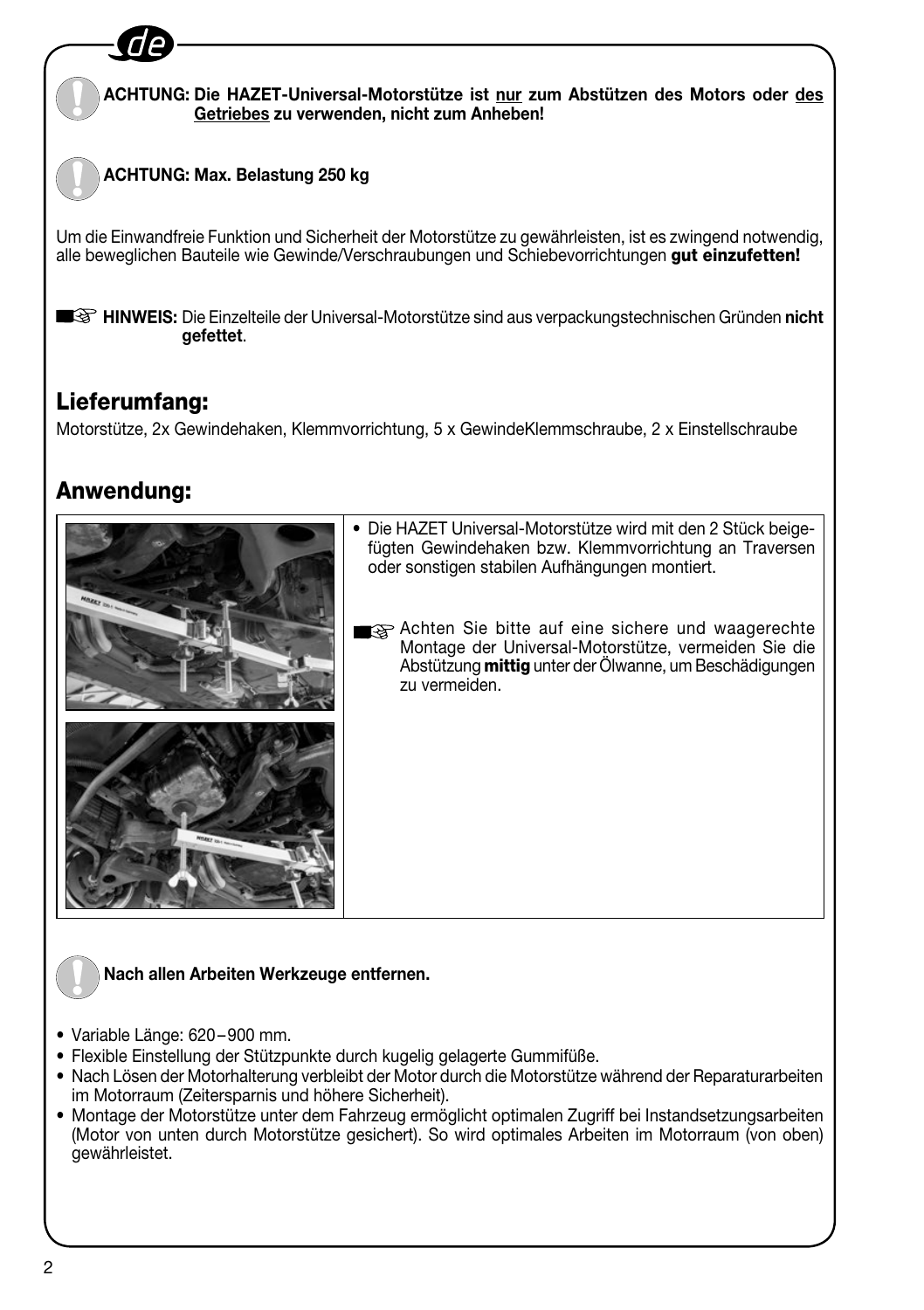**ACHTUNG: Die HAZET-Universal-Motorstütze ist nur zum Abstützen des Motors oder des Getriebes zu verwenden, nicht zum Anheben!**

**ACHTUNG: Max. Belastung 250 kg**

Um die Einwandfreie Funktion und Sicherheit der Motorstütze zu gewährleisten, ist es zwingend notwendig, alle beweglichen Bauteile wie Gewinde/Verschraubungen und Schiebevorrichtungen **gut einzufetten!**

**HINWEIS:** Die Einzelteile der Universal-Motorstütze sind aus verpackungstechnischen Gründen **nicht gefettet**.

## Lieferumfang:

Motorstütze, 2x Gewindehaken, Klemmvorrichtung, 5 x GewindeKlemmschraube, 2 x Einstellschraube

## Anwendung:

- Die HAZET Universal-Motorstütze wird mit den 2 Stück beigefügten Gewindehaken bzw. Klemmvorrichtung an Traversen oder sonstigen stabilen Aufhängungen montiert.

Achten Sie bitte auf eine sichere und waagerechte Montage der Universal-Motorstütze, vermeiden Sie die Abstützung **mittig** unter der Ölwanne, um Beschädigungen zu vermeiden.

**Nach allen Arbeiten Werkzeuge entfernen.**

- Variable Länge: 620 – 900 mm.
- Flexible Einstellung der Stützpunkte durch kugelig gelagerte Gummifüße.
- Nach Lösen der Motorhalterung verbleibt der Motor durch die Motorstütze während der Reparaturarbeiten im Motorraum (Zeitersparnis und höhere Sicherheit).
- Montage der Motorstütze unter dem Fahrzeug ermöglicht optimalen Zugriff bei Instandsetzungsarbeiten (Motor von unten durch Motorstütze gesichert). So wird optimales Arbeiten im Motorraum (von oben) gewährleistet.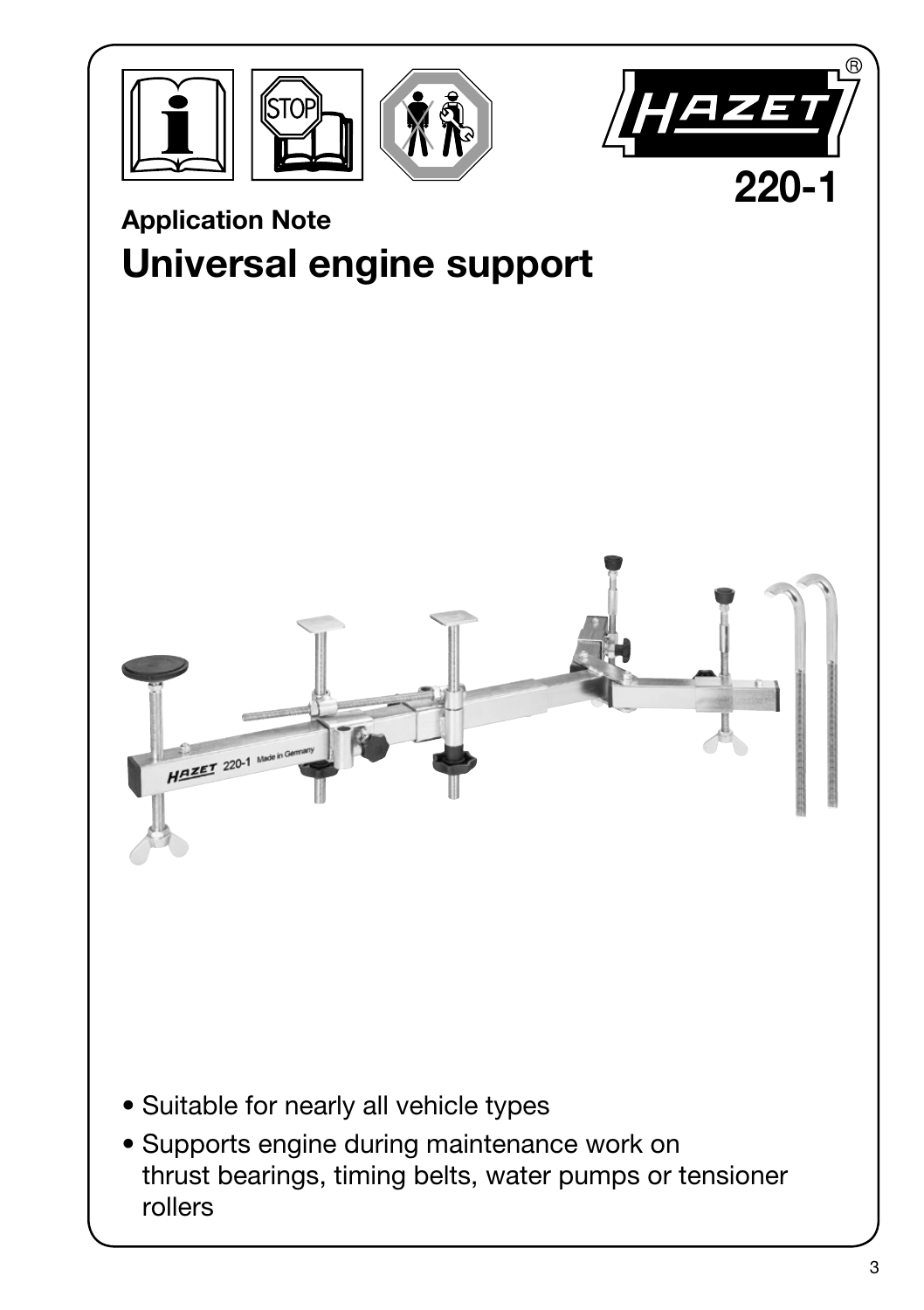HAZET

220-1

**Application Note**

# Universal engine support

- Suitable for nearly all vehicle types
- Supports engine during maintenance work on thrust bearings, timing belts, water pumps or tensioner rollers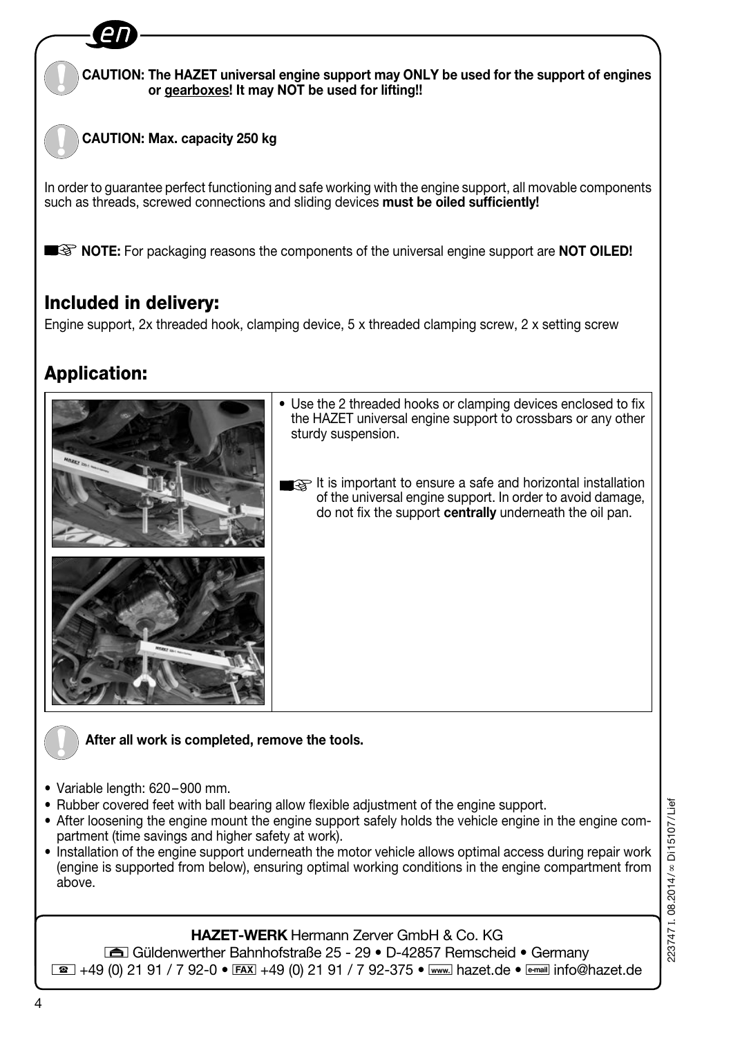**CAUTION: The HAZET universal engine support may ONLY be used for the support of engines or gearboxes! It may NOT be used for lifting!!**

**CAUTION: Max. capacity 250 kg**

In order to guarantee perfect functioning and safe working with the engine support, all movable components such as threads, screwed connections and sliding devices **must be oiled sufficiently!**

☞ **NOTE:** For packaging reasons the components of the universal engine support are **NOT OILED!**

## Included in delivery:

Engine support, 2x threaded hook, clamping device, 5 x threaded clamping screw, 2 x setting screw

## Application:

- Use the 2 threaded hooks or clamping devices enclosed to fix the HAZET universal engine support to crossbars or any other sturdy suspension.

☞ It is important to ensure a safe and horizontal installation of the universal engine support. In order to avoid damage, do not fix the support **centrally** underneath the oil pan.

**After all work is completed, remove the tools.**

- Variable length: 620–900 mm.
- Rubber covered feet with ball bearing allow flexible adjustment of the engine support.
- After loosening the engine mount the engine support safely holds the vehicle engine in the engine compartment (time savings and higher safety at work).
- Installation of the engine support underneath the motor vehicle allows optimal access during repair work (engine is supported from below), ensuring optimal working conditions in the engine compartment from above.

**HAZET-WERK** Hermann Zerver GmbH & Co. KG
Güldenwerther Bahnhofstraße 25 - 29 • D-42857 Remscheid • Germany
+49 (0) 21 91 / 7 92-0 • FAX +49 (0) 21 91 / 7 92-375 • www. hazet.de • e-mail info@hazet.de

223747 I. 08.2014/ ∞ Di151107/Lief